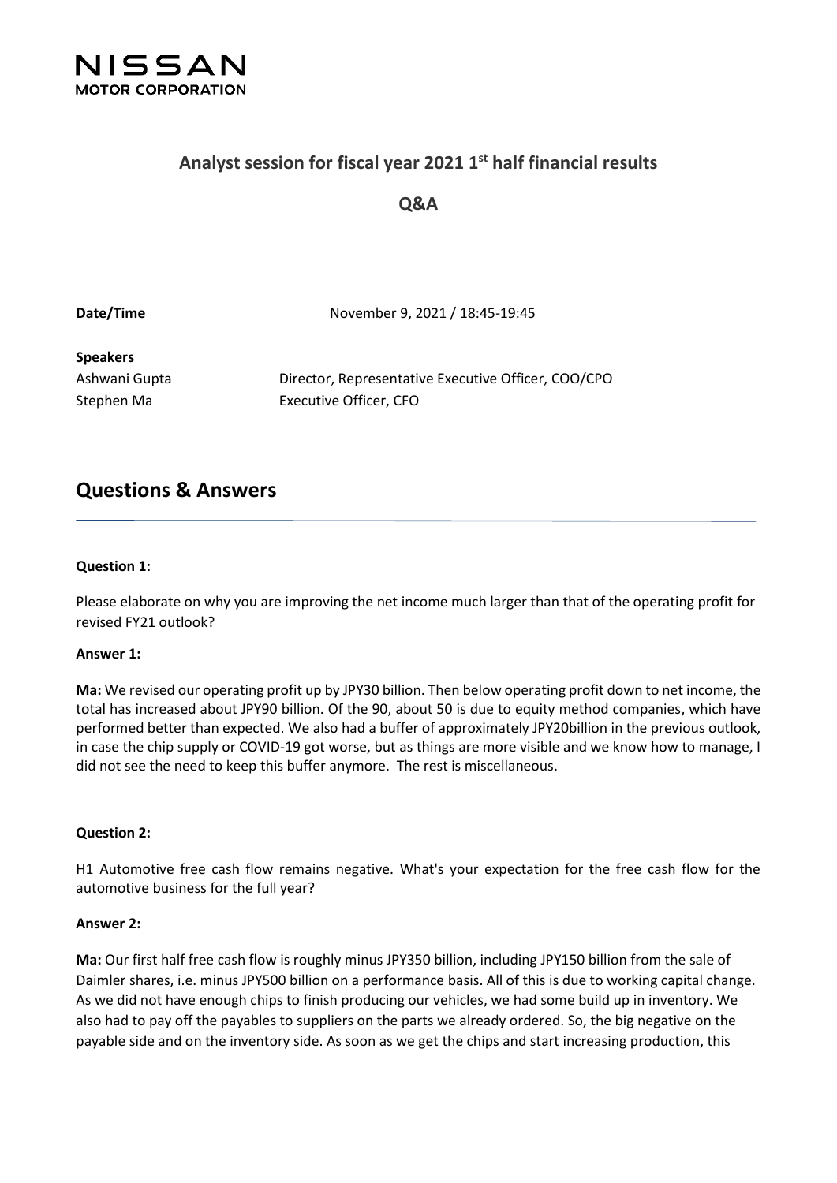NISSAN
MOTOR CORPORATION

# Analyst session for fiscal year 2021 1st half financial results

## Q&A

**Date/Time** November 9, 2021 / 18:45-19:45

**Speakers**

Ashwani Gupta Director, Representative Executive Officer, COO/CPO

Stephen Ma Executive Officer, CFO

## Questions & Answers

**Question 1:**

Please elaborate on why you are improving the net income much larger than that of the operating profit for revised FY21 outlook?

**Answer 1:**

**Ma:** We revised our operating profit up by JPY30 billion. Then below operating profit down to net income, the total has increased about JPY90 billion. Of the 90, about 50 is due to equity method companies, which have performed better than expected. We also had a buffer of approximately JPY20billion in the previous outlook, in case the chip supply or COVID-19 got worse, but as things are more visible and we know how to manage, I did not see the need to keep this buffer anymore. The rest is miscellaneous.

**Question 2:**

H1 Automotive free cash flow remains negative. What's your expectation for the free cash flow for the automotive business for the full year?

**Answer 2:**

**Ma:** Our first half free cash flow is roughly minus JPY350 billion, including JPY150 billion from the sale of Daimler shares, i.e. minus JPY500 billion on a performance basis. All of this is due to working capital change. As we did not have enough chips to finish producing our vehicles, we had some build up in inventory. We also had to pay off the payables to suppliers on the parts we already ordered. So, the big negative on the payable side and on the inventory side. As soon as we get the chips and start increasing production, this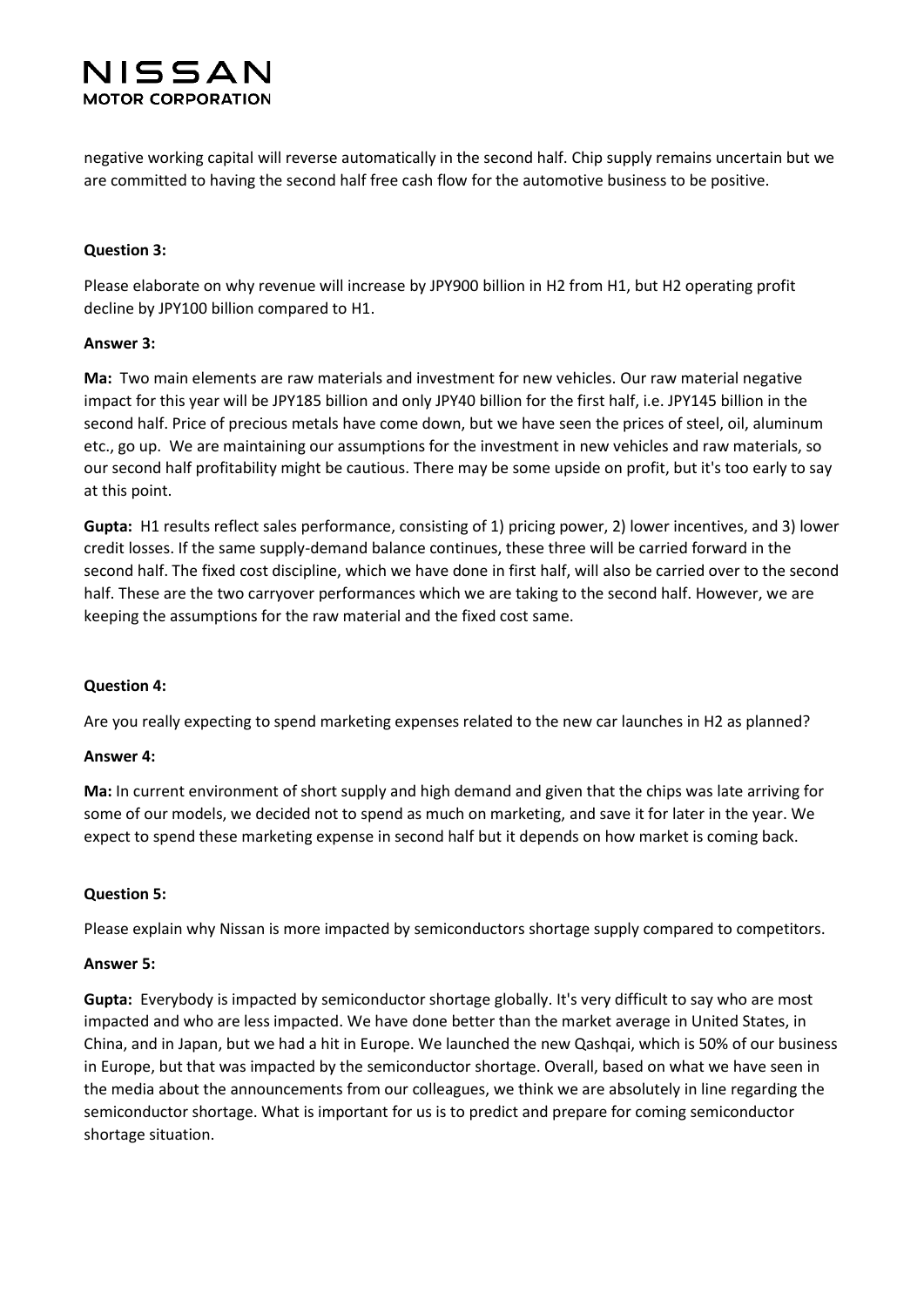negative working capital will reverse automatically in the second half. Chip supply remains uncertain but we are committed to having the second half free cash flow for the automotive business to be positive.

**Question 3:**

Please elaborate on why revenue will increase by JPY900 billion in H2 from H1, but H2 operating profit decline by JPY100 billion compared to H1.

**Answer 3:**

**Ma:** Two main elements are raw materials and investment for new vehicles. Our raw material negative impact for this year will be JPY185 billion and only JPY40 billion for the first half, i.e. JPY145 billion in the second half. Price of precious metals have come down, but we have seen the prices of steel, oil, aluminum etc., go up. We are maintaining our assumptions for the investment in new vehicles and raw materials, so our second half profitability might be cautious. There may be some upside on profit, but it's too early to say at this point.

**Gupta:** H1 results reflect sales performance, consisting of 1) pricing power, 2) lower incentives, and 3) lower credit losses. If the same supply-demand balance continues, these three will be carried forward in the second half. The fixed cost discipline, which we have done in first half, will also be carried over to the second half. These are the two carryover performances which we are taking to the second half. However, we are keeping the assumptions for the raw material and the fixed cost same.

**Question 4:**

Are you really expecting to spend marketing expenses related to the new car launches in H2 as planned?

**Answer 4:**

**Ma:** In current environment of short supply and high demand and given that the chips was late arriving for some of our models, we decided not to spend as much on marketing, and save it for later in the year. We expect to spend these marketing expense in second half but it depends on how market is coming back.

**Question 5:**

Please explain why Nissan is more impacted by semiconductors shortage supply compared to competitors.

**Answer 5:**

**Gupta:** Everybody is impacted by semiconductor shortage globally. It's very difficult to say who are most impacted and who are less impacted. We have done better than the market average in United States, in China, and in Japan, but we had a hit in Europe. We launched the new Qashqai, which is 50% of our business in Europe, but that was impacted by the semiconductor shortage. Overall, based on what we have seen in the media about the announcements from our colleagues, we think we are absolutely in line regarding the semiconductor shortage. What is important for us is to predict and prepare for coming semiconductor shortage situation.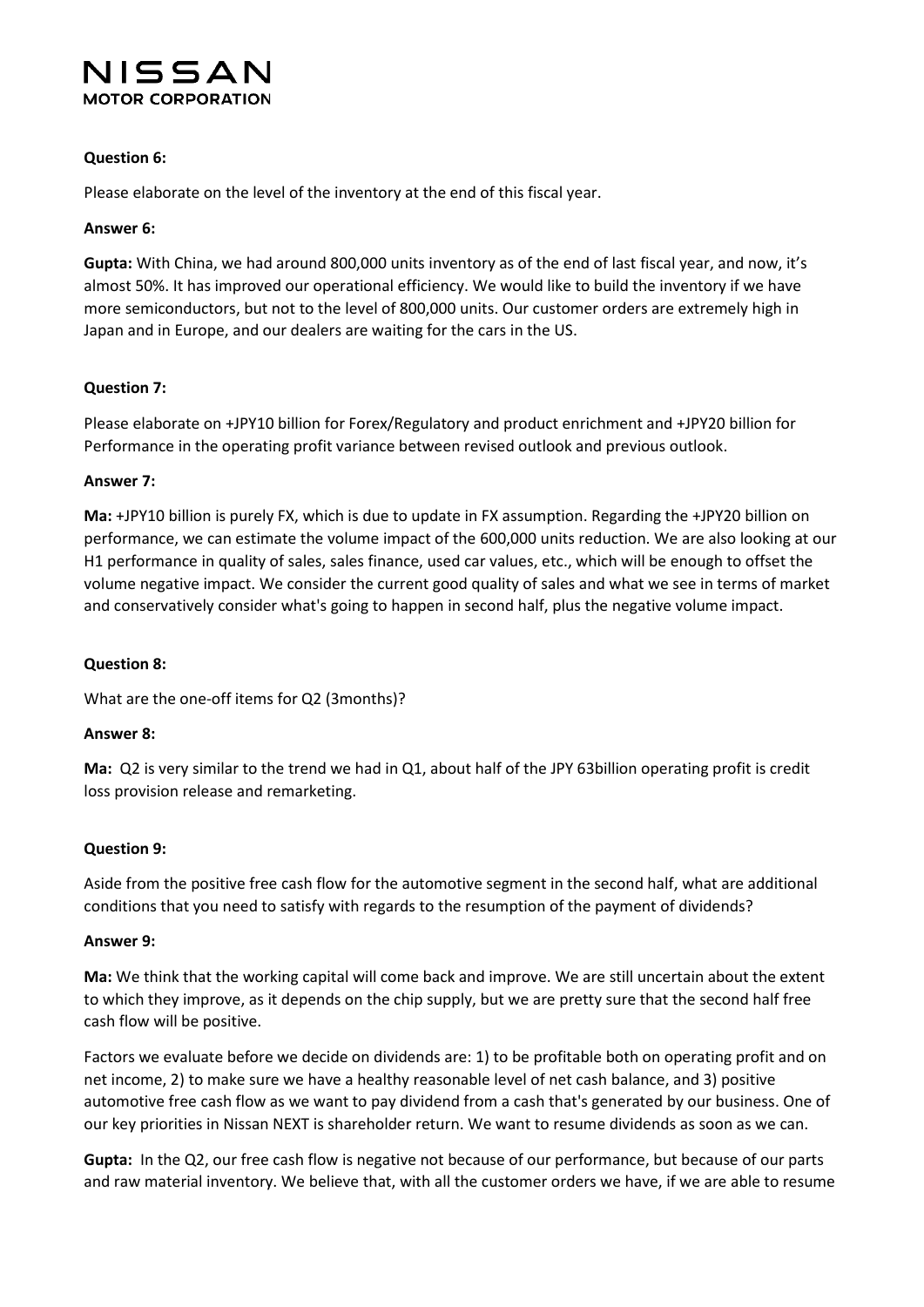**Question 6:**

Please elaborate on the level of the inventory at the end of this fiscal year.

**Answer 6:**

**Gupta:** With China, we had around 800,000 units inventory as of the end of last fiscal year, and now, it's almost 50%. It has improved our operational efficiency. We would like to build the inventory if we have more semiconductors, but not to the level of 800,000 units. Our customer orders are extremely high in Japan and in Europe, and our dealers are waiting for the cars in the US.

**Question 7:**

Please elaborate on +JPY10 billion for Forex/Regulatory and product enrichment and +JPY20 billion for Performance in the operating profit variance between revised outlook and previous outlook.

**Answer 7:**

**Ma:** +JPY10 billion is purely FX, which is due to update in FX assumption. Regarding the +JPY20 billion on performance, we can estimate the volume impact of the 600,000 units reduction. We are also looking at our H1 performance in quality of sales, sales finance, used car values, etc., which will be enough to offset the volume negative impact. We consider the current good quality of sales and what we see in terms of market and conservatively consider what's going to happen in second half, plus the negative volume impact.

**Question 8:**

What are the one-off items for Q2 (3months)?

**Answer 8:**

**Ma:** Q2 is very similar to the trend we had in Q1, about half of the JPY 63billion operating profit is credit loss provision release and remarketing.

**Question 9:**

Aside from the positive free cash flow for the automotive segment in the second half, what are additional conditions that you need to satisfy with regards to the resumption of the payment of dividends?

**Answer 9:**

**Ma:** We think that the working capital will come back and improve. We are still uncertain about the extent to which they improve, as it depends on the chip supply, but we are pretty sure that the second half free cash flow will be positive.

Factors we evaluate before we decide on dividends are: 1) to be profitable both on operating profit and on net income, 2) to make sure we have a healthy reasonable level of net cash balance, and 3) positive automotive free cash flow as we want to pay dividend from a cash that's generated by our business. One of our key priorities in Nissan NEXT is shareholder return. We want to resume dividends as soon as we can.

**Gupta:** In the Q2, our free cash flow is negative not because of our performance, but because of our parts and raw material inventory. We believe that, with all the customer orders we have, if we are able to resume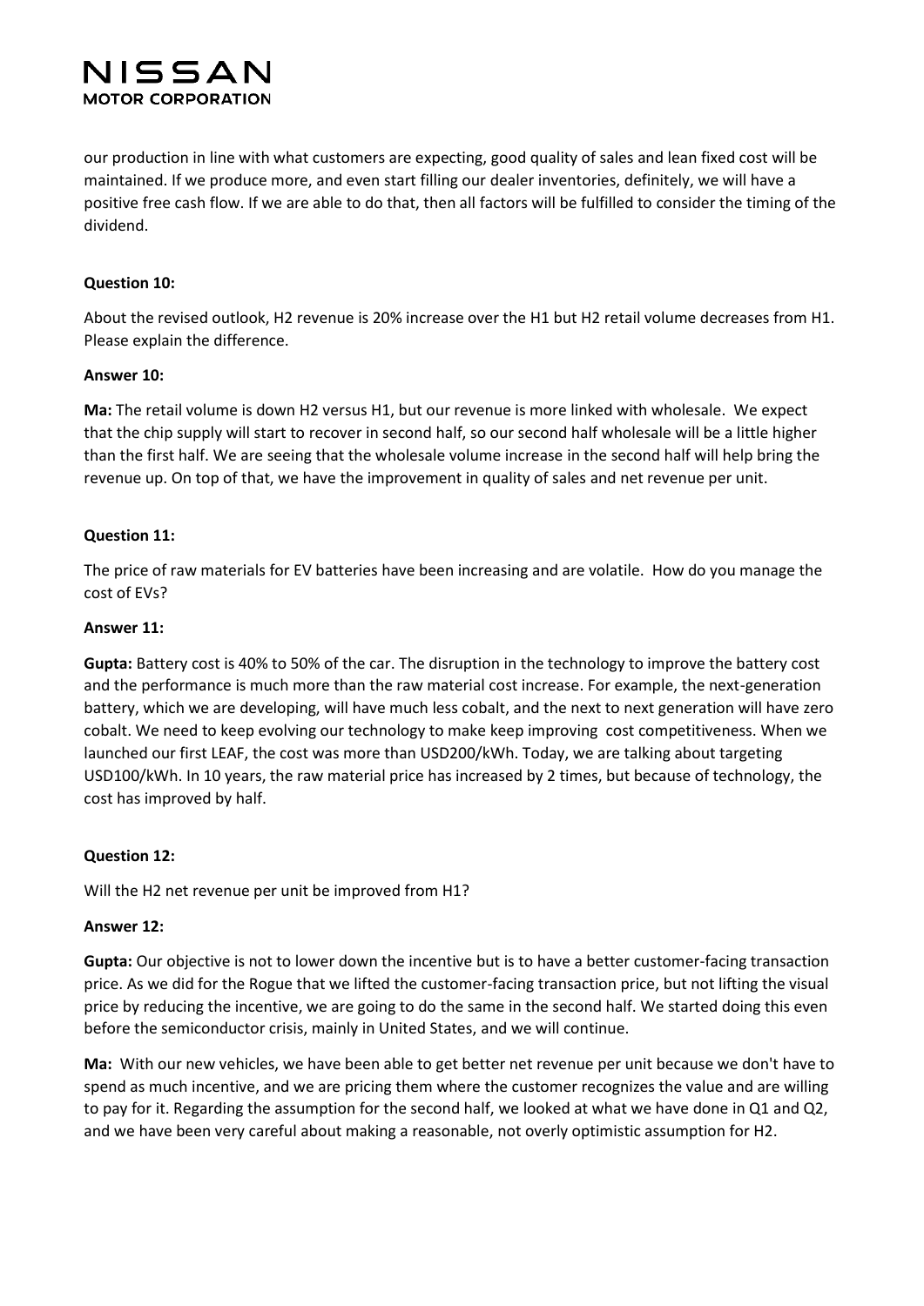our production in line with what customers are expecting, good quality of sales and lean fixed cost will be maintained. If we produce more, and even start filling our dealer inventories, definitely, we will have a positive free cash flow. If we are able to do that, then all factors will be fulfilled to consider the timing of the dividend.

**Question 10:**

About the revised outlook, H2 revenue is 20% increase over the H1 but H2 retail volume decreases from H1. Please explain the difference.

**Answer 10:**

**Ma:** The retail volume is down H2 versus H1, but our revenue is more linked with wholesale. We expect that the chip supply will start to recover in second half, so our second half wholesale will be a little higher than the first half. We are seeing that the wholesale volume increase in the second half will help bring the revenue up. On top of that, we have the improvement in quality of sales and net revenue per unit.

**Question 11:**

The price of raw materials for EV batteries have been increasing and are volatile. How do you manage the cost of EVs?

**Answer 11:**

**Gupta:** Battery cost is 40% to 50% of the car. The disruption in the technology to improve the battery cost and the performance is much more than the raw material cost increase. For example, the next-generation battery, which we are developing, will have much less cobalt, and the next to next generation will have zero cobalt. We need to keep evolving our technology to make keep improving cost competitiveness. When we launched our first LEAF, the cost was more than USD200/kWh. Today, we are talking about targeting USD100/kWh. In 10 years, the raw material price has increased by 2 times, but because of technology, the cost has improved by half.

**Question 12:**

Will the H2 net revenue per unit be improved from H1?

**Answer 12:**

**Gupta:** Our objective is not to lower down the incentive but is to have a better customer-facing transaction price. As we did for the Rogue that we lifted the customer-facing transaction price, but not lifting the visual price by reducing the incentive, we are going to do the same in the second half. We started doing this even before the semiconductor crisis, mainly in United States, and we will continue.

**Ma:** With our new vehicles, we have been able to get better net revenue per unit because we don't have to spend as much incentive, and we are pricing them where the customer recognizes the value and are willing to pay for it. Regarding the assumption for the second half, we looked at what we have done in Q1 and Q2, and we have been very careful about making a reasonable, not overly optimistic assumption for H2.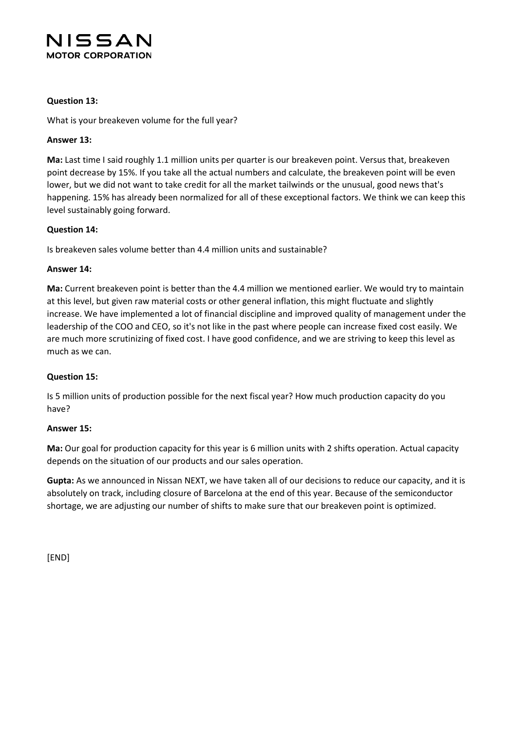**Question 13:**

What is your breakeven volume for the full year?

**Answer 13:**

**Ma:** Last time I said roughly 1.1 million units per quarter is our breakeven point. Versus that, breakeven point decrease by 15%. If you take all the actual numbers and calculate, the breakeven point will be even lower, but we did not want to take credit for all the market tailwinds or the unusual, good news that's happening. 15% has already been normalized for all of these exceptional factors. We think we can keep this level sustainably going forward.

**Question 14:**

Is breakeven sales volume better than 4.4 million units and sustainable?

**Answer 14:**

**Ma:** Current breakeven point is better than the 4.4 million we mentioned earlier. We would try to maintain at this level, but given raw material costs or other general inflation, this might fluctuate and slightly increase. We have implemented a lot of financial discipline and improved quality of management under the leadership of the COO and CEO, so it's not like in the past where people can increase fixed cost easily. We are much more scrutinizing of fixed cost. I have good confidence, and we are striving to keep this level as much as we can.

**Question 15:**

Is 5 million units of production possible for the next fiscal year? How much production capacity do you have?

**Answer 15:**

**Ma:** Our goal for production capacity for this year is 6 million units with 2 shifts operation. Actual capacity depends on the situation of our products and our sales operation.

**Gupta:** As we announced in Nissan NEXT, we have taken all of our decisions to reduce our capacity, and it is absolutely on track, including closure of Barcelona at the end of this year. Because of the semiconductor shortage, we are adjusting our number of shifts to make sure that our breakeven point is optimized.

[END]